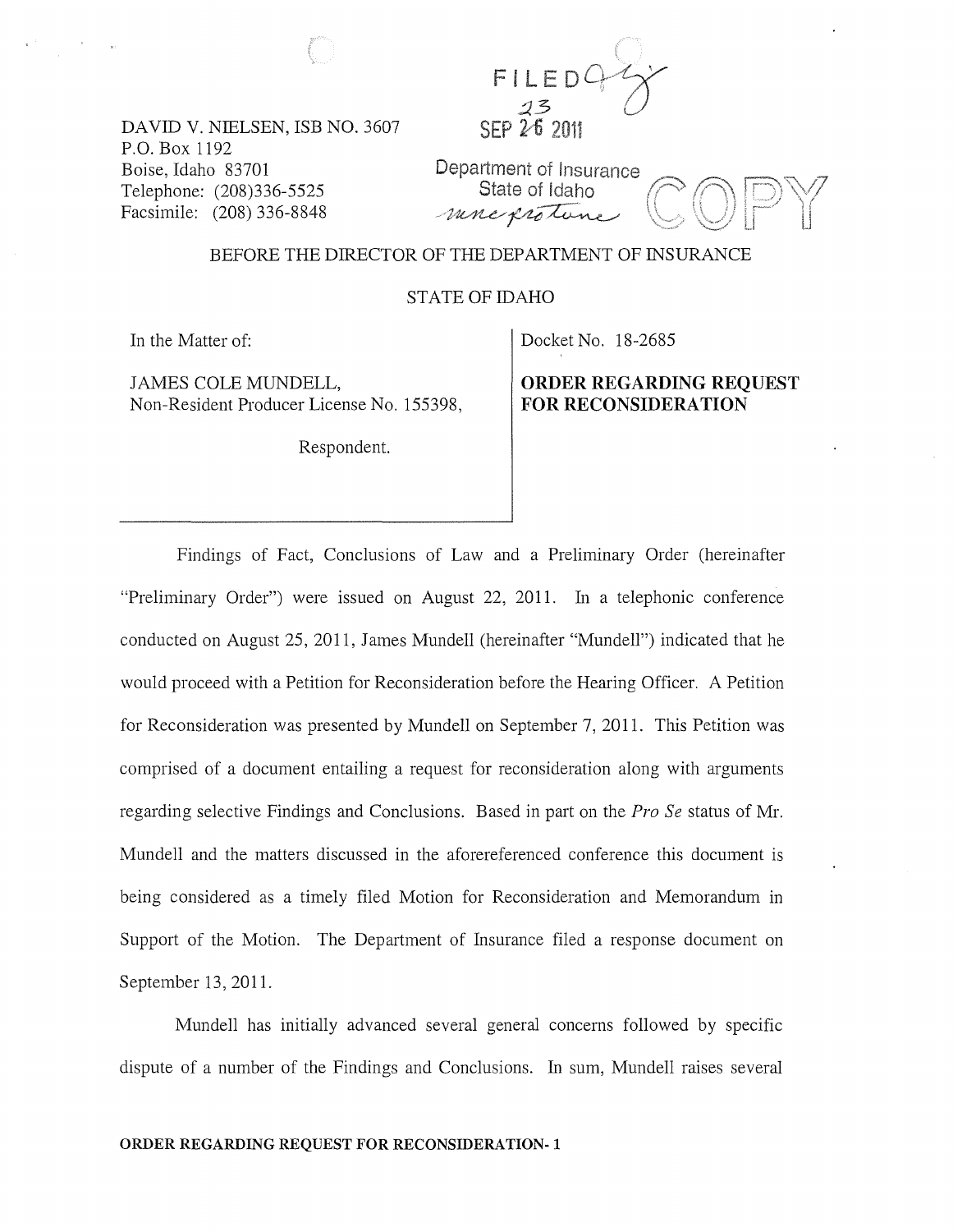DAVID V. NIELSEN, ISB NO. 3607
P.O. Box 1192
Boise, Idaho 83701
Telephone: (208)336-5525
Facsimile: (208) 336-8848

FILED
23
SEP 26 2011
Department of Insurance
State of Idaho
nunc pro tunc

COPY

BEFORE THE DIRECTOR OF THE DEPARTMENT OF INSURANCE

STATE OF IDAHO

In the Matter of:

JAMES COLE MUNDELL,
Non-Resident Producer License No. 155398,

Respondent.

Docket No. 18-2685

**ORDER REGARDING REQUEST FOR RECONSIDERATION**

Findings of Fact, Conclusions of Law and a Preliminary Order (hereinafter "Preliminary Order") were issued on August 22, 2011. In a telephonic conference conducted on August 25, 2011, James Mundell (hereinafter "Mundell") indicated that he would proceed with a Petition for Reconsideration before the Hearing Officer. A Petition for Reconsideration was presented by Mundell on September 7, 2011. This Petition was comprised of a document entailing a request for reconsideration along with arguments regarding selective Findings and Conclusions. Based in part on the *Pro Se* status of Mr. Mundell and the matters discussed in the aforereferenced conference this document is being considered as a timely filed Motion for Reconsideration and Memorandum in Support of the Motion. The Department of Insurance filed a response document on September 13, 2011.

Mundell has initially advanced several general concerns followed by specific dispute of a number of the Findings and Conclusions. In sum, Mundell raises several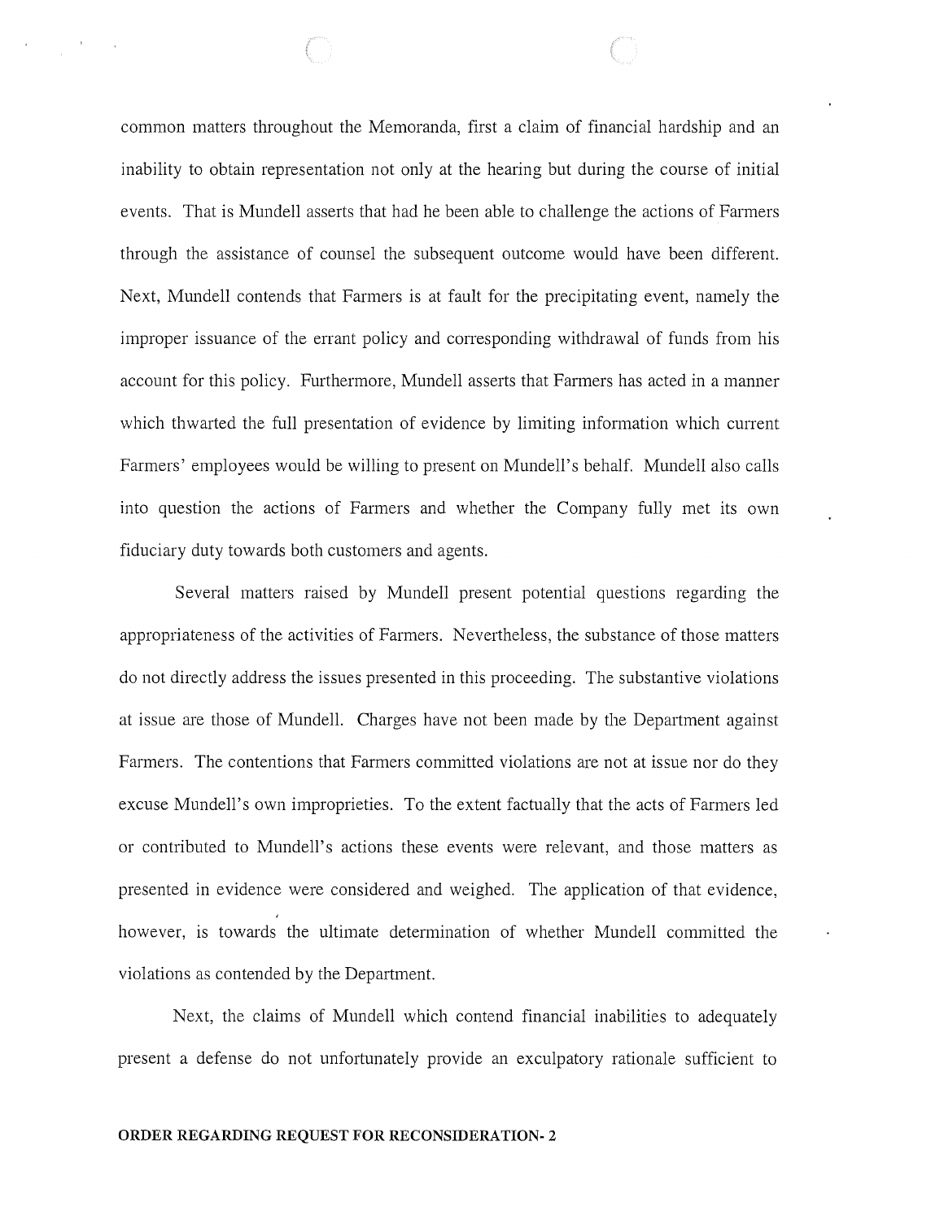common matters throughout the Memoranda, first a claim of financial hardship and an inability to obtain representation not only at the hearing but during the course of initial events. That is Mundell asserts that had he been able to challenge the actions of Farmers through the assistance of counsel the subsequent outcome would have been different. Next, Mundell contends that Farmers is at fault for the precipitating event, namely the improper issuance of the errant policy and corresponding withdrawal of funds from his account for this policy. Furthermore, Mundell asserts that Farmers has acted in a manner which thwarted the full presentation of evidence by limiting information which current Farmers' employees would be willing to present on Mundell's behalf. Mundell also calls into question the actions of Farmers and whether the Company fully met its own fiduciary duty towards both customers and agents.

Several matters raised by Mundell present potential questions regarding the appropriateness of the activities of Farmers. Nevertheless, the substance of those matters do not directly address the issues presented in this proceeding. The substantive violations at issue are those of Mundell. Charges have not been made by the Department against Farmers. The contentions that Farmers committed violations are not at issue nor do they excuse Mundell's own improprieties. To the extent factually that the acts of Farmers led or contributed to Mundell's actions these events were relevant, and those matters as presented in evidence were considered and weighed. The application of that evidence, however, is towards the ultimate determination of whether Mundell committed the violations as contended by the Department.

Next, the claims of Mundell which contend financial inabilities to adequately present a defense do not unfortunately provide an exculpatory rationale sufficient to

**ORDER REGARDING REQUEST FOR RECONSIDERATION- 2**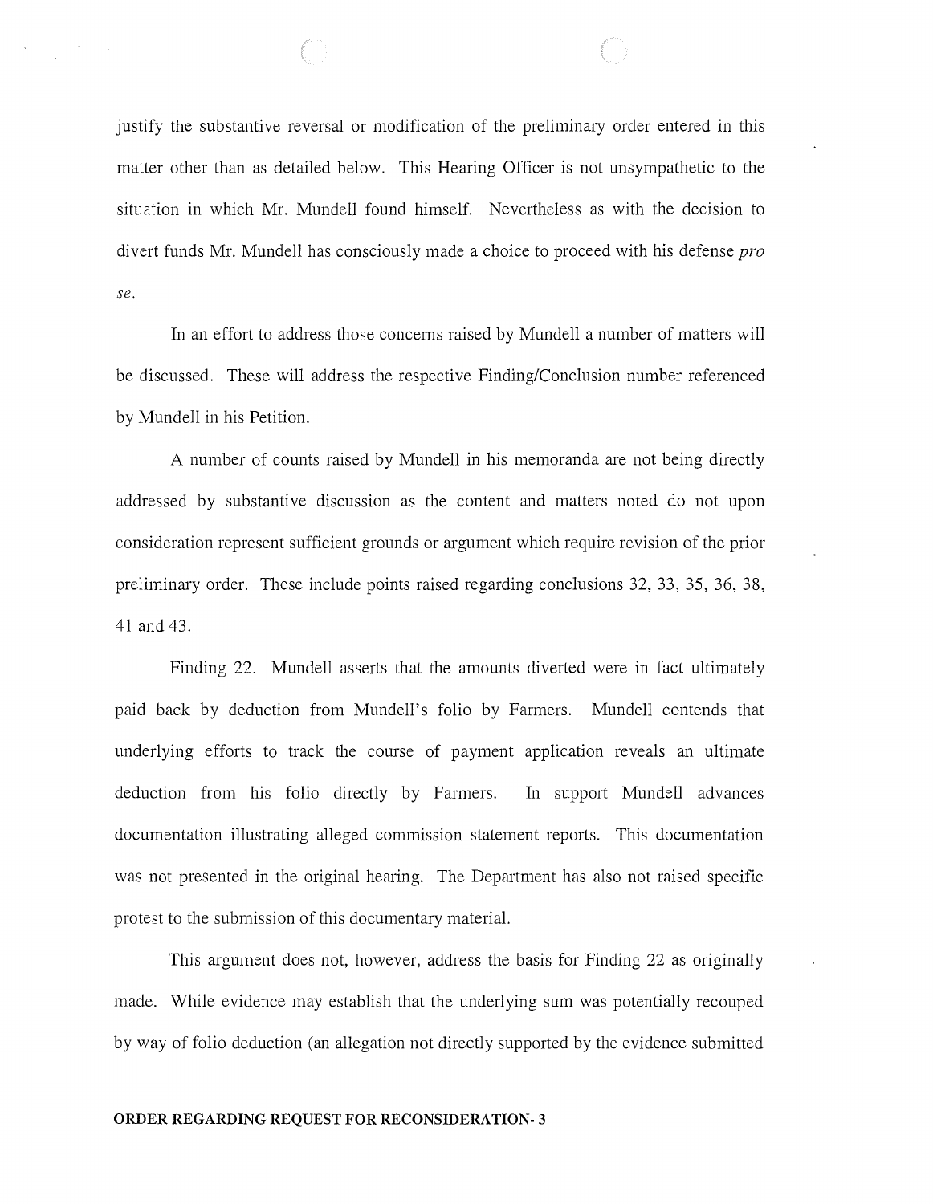justify the substantive reversal or modification of the preliminary order entered in this matter other than as detailed below. This Hearing Officer is not unsympathetic to the situation in which Mr. Mundell found himself. Nevertheless as with the decision to divert funds Mr. Mundell has consciously made a choice to proceed with his defense *pro se*.

In an effort to address those concerns raised by Mundell a number of matters will be discussed. These will address the respective Finding/Conclusion number referenced by Mundell in his Petition.

A number of counts raised by Mundell in his memoranda are not being directly addressed by substantive discussion as the content and matters noted do not upon consideration represent sufficient grounds or argument which require revision of the prior preliminary order. These include points raised regarding conclusions 32, 33, 35, 36, 38, 41 and 43.

Finding 22. Mundell asserts that the amounts diverted were in fact ultimately paid back by deduction from Mundell's folio by Farmers. Mundell contends that underlying efforts to track the course of payment application reveals an ultimate deduction from his folio directly by Farmers. In support Mundell advances documentation illustrating alleged commission statement reports. This documentation was not presented in the original hearing. The Department has also not raised specific protest to the submission of this documentary material.

This argument does not, however, address the basis for Finding 22 as originally made. While evidence may establish that the underlying sum was potentially recouped by way of folio deduction (an allegation not directly supported by the evidence submitted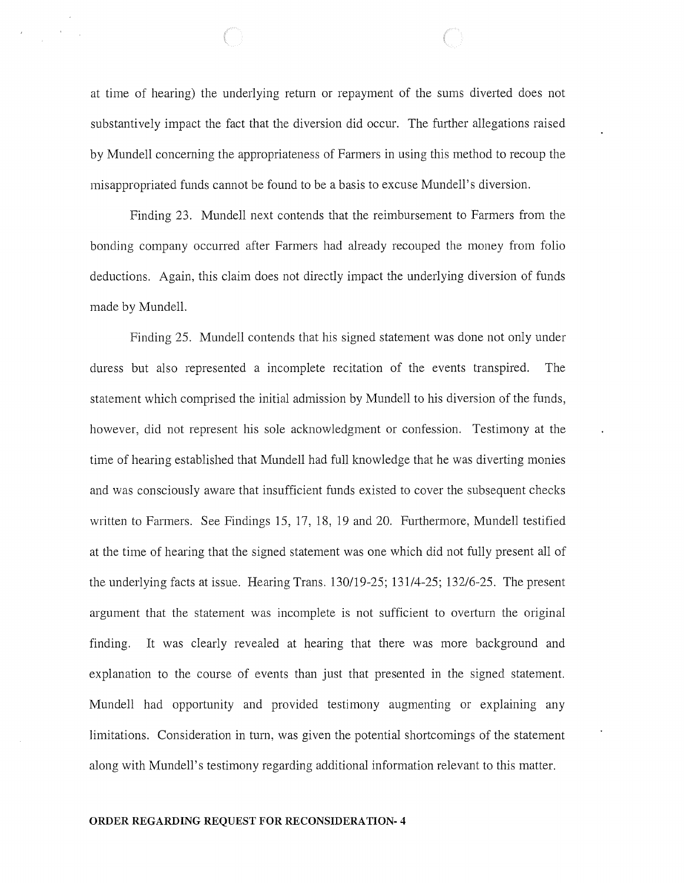at time of hearing) the underlying return or repayment of the sums diverted does not substantively impact the fact that the diversion did occur. The further allegations raised by Mundell concerning the appropriateness of Farmers in using this method to recoup the misappropriated funds cannot be found to be a basis to excuse Mundell's diversion.

Finding 23. Mundell next contends that the reimbursement to Farmers from the bonding company occurred after Farmers had already recouped the money from folio deductions. Again, this claim does not directly impact the underlying diversion of funds made by Mundell.

Finding 25. Mundell contends that his signed statement was done not only under duress but also represented a incomplete recitation of the events transpired. The statement which comprised the initial admission by Mundell to his diversion of the funds, however, did not represent his sole acknowledgment or confession. Testimony at the time of hearing established that Mundell had full knowledge that he was diverting monies and was consciously aware that insufficient funds existed to cover the subsequent checks written to Farmers. See Findings 15, 17, 18, 19 and 20. Furthermore, Mundell testified at the time of hearing that the signed statement was one which did not fully present all of the underlying facts at issue. Hearing Trans. 130/19-25; 131/4-25; 132/6-25. The present argument that the statement was incomplete is not sufficient to overturn the original finding. It was clearly revealed at hearing that there was more background and explanation to the course of events than just that presented in the signed statement. Mundell had opportunity and provided testimony augmenting or explaining any limitations. Consideration in turn, was given the potential shortcomings of the statement along with Mundell's testimony regarding additional information relevant to this matter.

**ORDER REGARDING REQUEST FOR RECONSIDERATION- 4**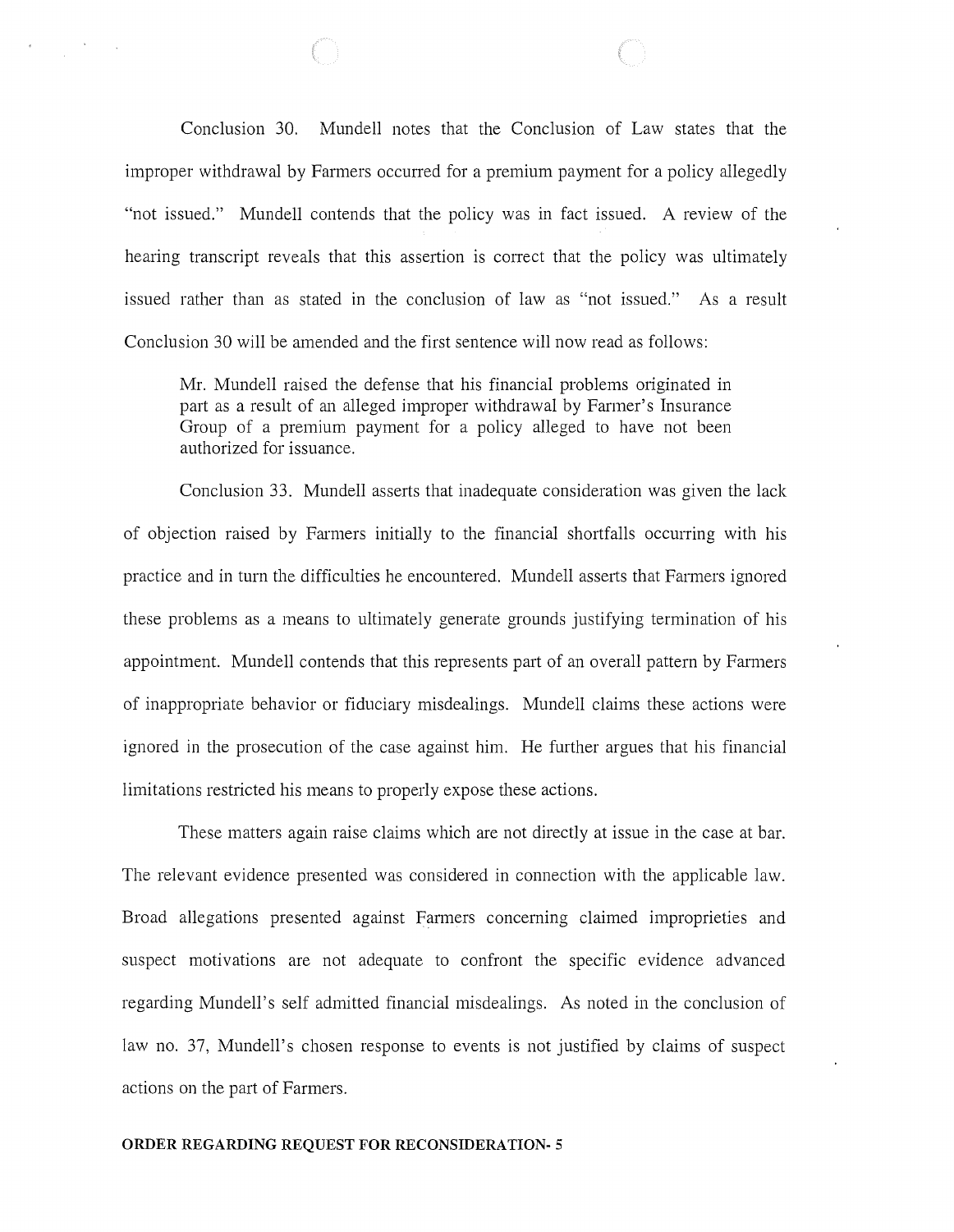Conclusion 30. Mundell notes that the Conclusion of Law states that the improper withdrawal by Farmers occurred for a premium payment for a policy allegedly "not issued." Mundell contends that the policy was in fact issued. A review of the hearing transcript reveals that this assertion is correct that the policy was ultimately issued rather than as stated in the conclusion of law as "not issued." As a result Conclusion 30 will be amended and the first sentence will now read as follows:

> Mr. Mundell raised the defense that his financial problems originated in part as a result of an alleged improper withdrawal by Farmer's Insurance Group of a premium payment for a policy alleged to have not been authorized for issuance.

Conclusion 33. Mundell asserts that inadequate consideration was given the lack of objection raised by Farmers initially to the financial shortfalls occurring with his practice and in turn the difficulties he encountered. Mundell asserts that Farmers ignored these problems as a means to ultimately generate grounds justifying termination of his appointment. Mundell contends that this represents part of an overall pattern by Farmers of inappropriate behavior or fiduciary misdealings. Mundell claims these actions were ignored in the prosecution of the case against him. He further argues that his financial limitations restricted his means to properly expose these actions.

These matters again raise claims which are not directly at issue in the case at bar. The relevant evidence presented was considered in connection with the applicable law. Broad allegations presented against Farmers concerning claimed improprieties and suspect motivations are not adequate to confront the specific evidence advanced regarding Mundell's self admitted financial misdealings. As noted in the conclusion of law no. 37, Mundell's chosen response to events is not justified by claims of suspect actions on the part of Farmers.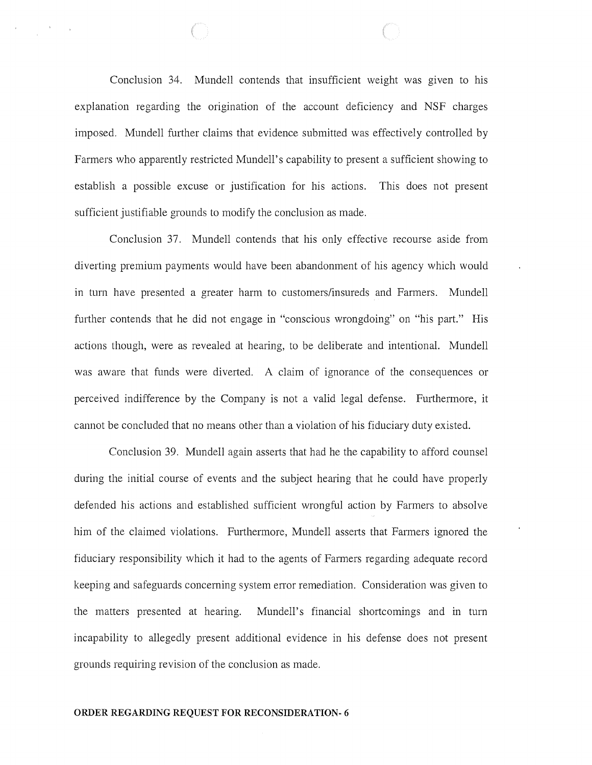Conclusion 34. Mundell contends that insufficient weight was given to his explanation regarding the origination of the account deficiency and NSF charges imposed. Mundell further claims that evidence submitted was effectively controlled by Farmers who apparently restricted Mundell's capability to present a sufficient showing to establish a possible excuse or justification for his actions. This does not present sufficient justifiable grounds to modify the conclusion as made.

Conclusion 37. Mundell contends that his only effective recourse aside from diverting premium payments would have been abandonment of his agency which would in turn have presented a greater harm to customers/insureds and Farmers. Mundell further contends that he did not engage in "conscious wrongdoing" on "his part." His actions though, were as revealed at hearing, to be deliberate and intentional. Mundell was aware that funds were diverted. A claim of ignorance of the consequences or perceived indifference by the Company is not a valid legal defense. Furthermore, it cannot be concluded that no means other than a violation of his fiduciary duty existed.

Conclusion 39. Mundell again asserts that had he the capability to afford counsel during the initial course of events and the subject hearing that he could have properly defended his actions and established sufficient wrongful action by Farmers to absolve him of the claimed violations. Furthermore, Mundell asserts that Farmers ignored the fiduciary responsibility which it had to the agents of Farmers regarding adequate record keeping and safeguards concerning system error remediation. Consideration was given to the matters presented at hearing. Mundell's financial shortcomings and in turn incapability to allegedly present additional evidence in his defense does not present grounds requiring revision of the conclusion as made.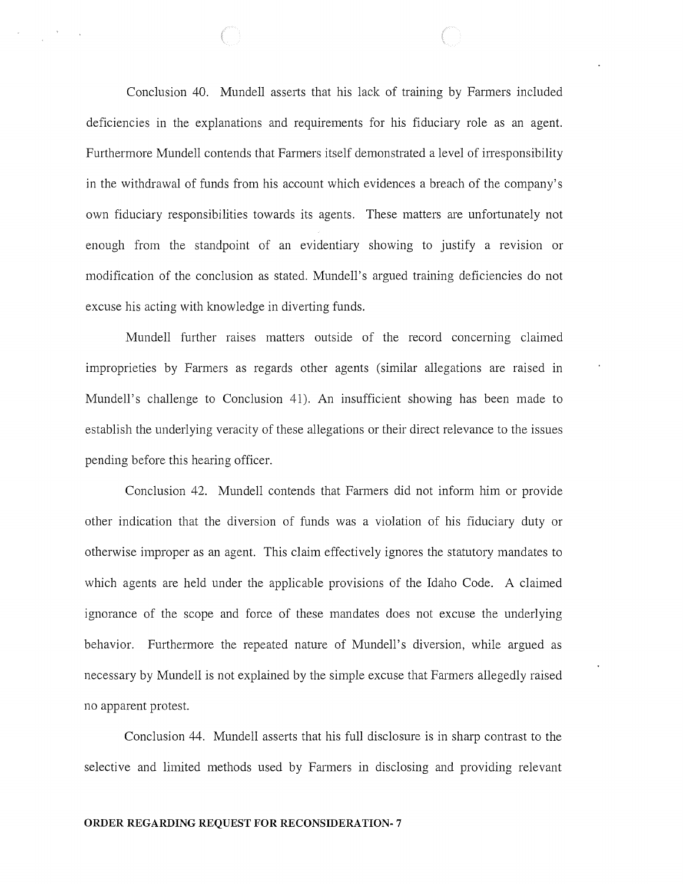Conclusion 40. Mundell asserts that his lack of training by Farmers included deficiencies in the explanations and requirements for his fiduciary role as an agent. Furthermore Mundell contends that Farmers itself demonstrated a level of irresponsibility in the withdrawal of funds from his account which evidences a breach of the company's own fiduciary responsibilities towards its agents. These matters are unfortunately not enough from the standpoint of an evidentiary showing to justify a revision or modification of the conclusion as stated. Mundell's argued training deficiencies do not excuse his acting with knowledge in diverting funds.

Mundell further raises matters outside of the record concerning claimed improprieties by Farmers as regards other agents (similar allegations are raised in Mundell's challenge to Conclusion 41). An insufficient showing has been made to establish the underlying veracity of these allegations or their direct relevance to the issues pending before this hearing officer.

Conclusion 42. Mundell contends that Farmers did not inform him or provide other indication that the diversion of funds was a violation of his fiduciary duty or otherwise improper as an agent. This claim effectively ignores the statutory mandates to which agents are held under the applicable provisions of the Idaho Code. A claimed ignorance of the scope and force of these mandates does not excuse the underlying behavior. Furthermore the repeated nature of Mundell's diversion, while argued as necessary by Mundell is not explained by the simple excuse that Farmers allegedly raised no apparent protest.

Conclusion 44. Mundell asserts that his full disclosure is in sharp contrast to the selective and limited methods used by Farmers in disclosing and providing relevant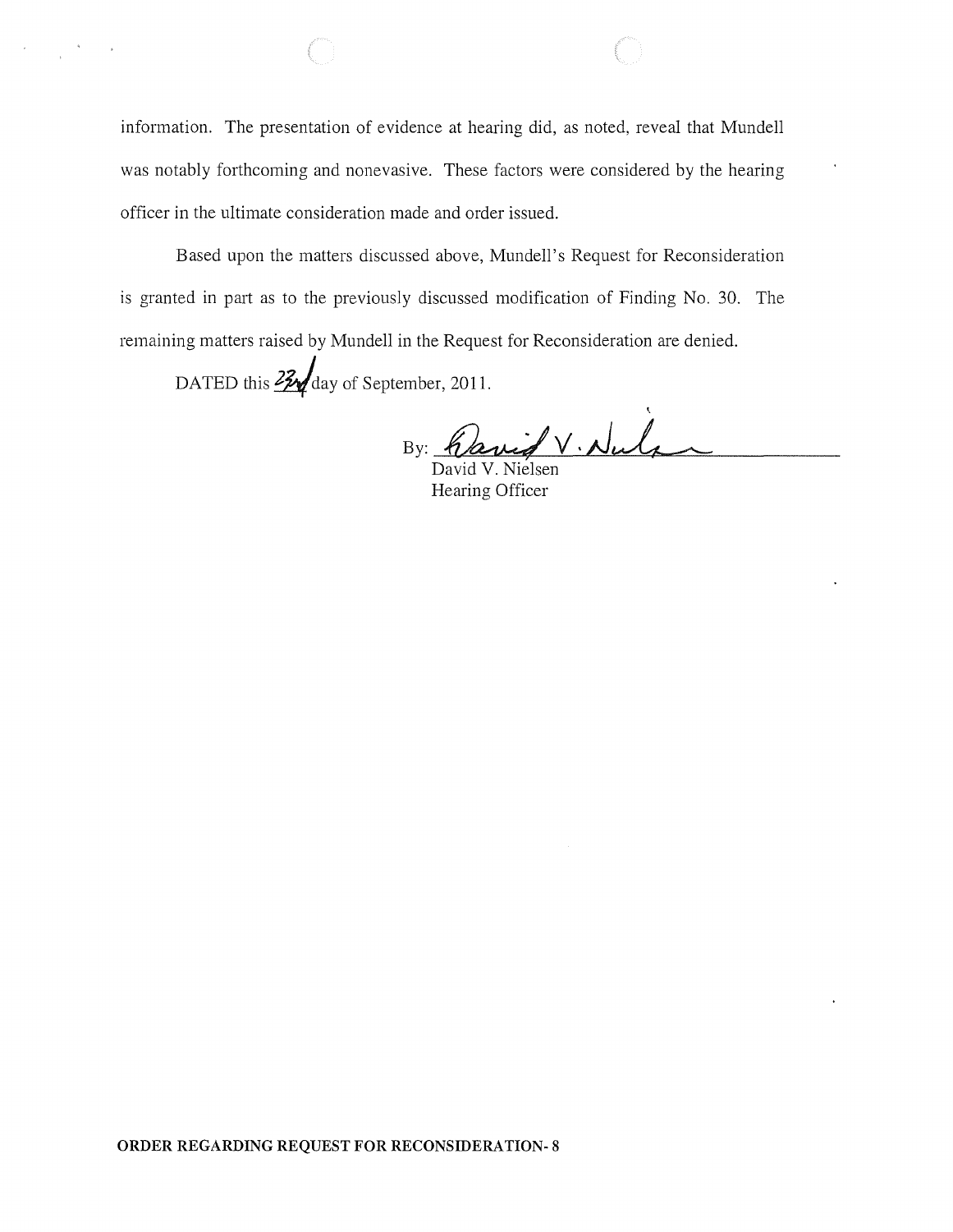information. The presentation of evidence at hearing did, as noted, reveal that Mundell was notably forthcoming and nonevasive. These factors were considered by the hearing officer in the ultimate consideration made and order issued.

Based upon the matters discussed above, Mundell's Request for Reconsideration is granted in part as to the previously discussed modification of Finding No. 30. The remaining matters raised by Mundell in the Request for Reconsideration are denied.

DATED this 22nd day of September, 2011.

By: David V. Nielsen

David V. Nielsen
Hearing Officer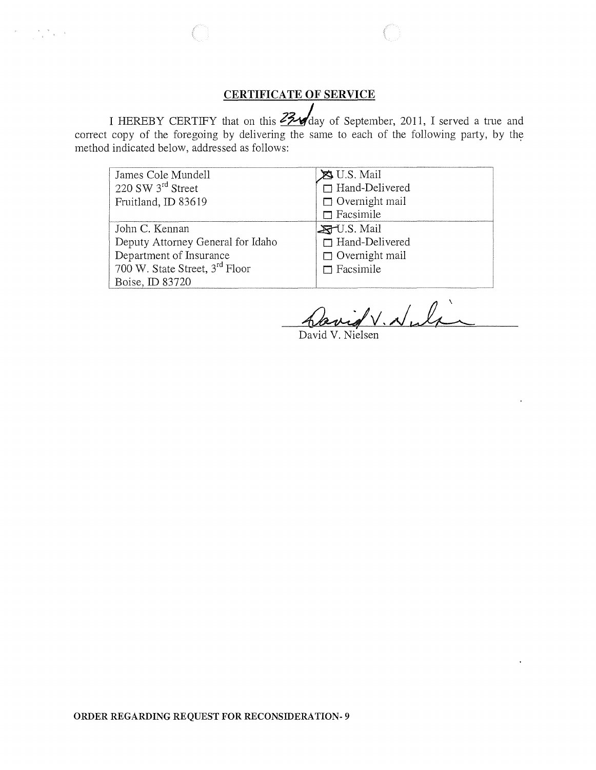## CERTIFICATE OF SERVICE

I HEREBY CERTIFY that on this 23rd day of September, 2011, I served a true and correct copy of the foregoing by delivering the same to each of the following party, by the method indicated below, addressed as follows:

| | |
|---|---|
| James Cole Mundell<br>220 SW 3rd Street<br>Fruitland, ID 83619 | ☒ U.S. Mail<br>☐ Hand-Delivered<br>☐ Overnight mail<br>☐ Facsimile |
| John C. Kennan<br>Deputy Attorney General for Idaho<br>Department of Insurance<br>700 W. State Street, 3rd Floor<br>Boise, ID 83720 | ☒ U.S. Mail<br>☐ Hand-Delivered<br>☐ Overnight mail<br>☐ Facsimile |

David V. Nielsen

David V. Nielsen

ORDER REGARDING REQUEST FOR RECONSIDERATION- 9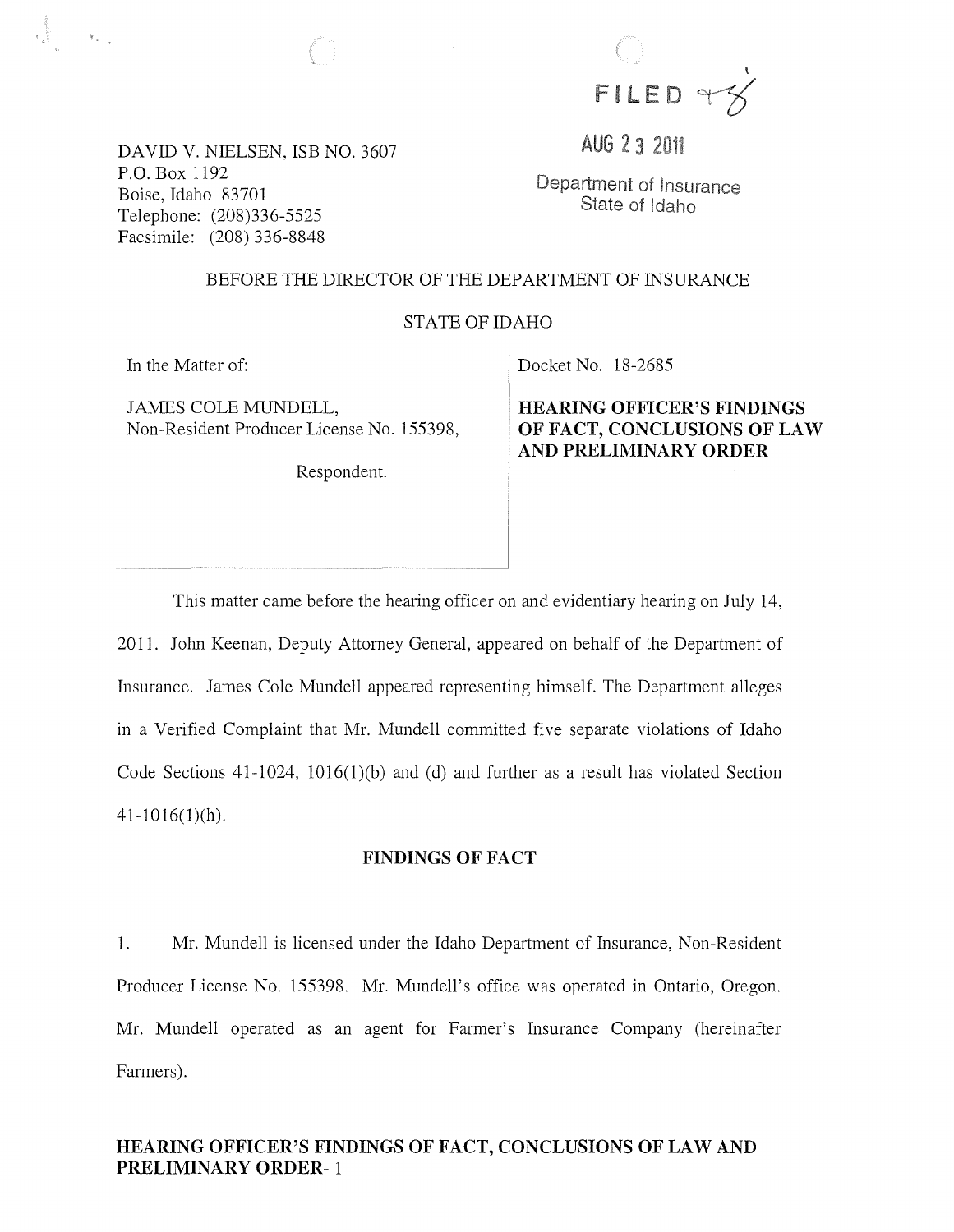FILED

AUG 23 2011

Department of Insurance
State of Idaho

DAVID V. NIELSEN, ISB NO. 3607
P.O. Box 1192
Boise, Idaho 83701
Telephone: (208)336-5525
Facsimile: (208) 336-8848

BEFORE THE DIRECTOR OF THE DEPARTMENT OF INSURANCE

STATE OF IDAHO

In the Matter of:

JAMES COLE MUNDELL,
Non-Resident Producer License No. 155398,

Respondent.

Docket No. 18-2685

**HEARING OFFICER'S FINDINGS OF FACT, CONCLUSIONS OF LAW AND PRELIMINARY ORDER**

This matter came before the hearing officer on and evidentiary hearing on July 14, 2011. John Keenan, Deputy Attorney General, appeared on behalf of the Department of Insurance. James Cole Mundell appeared representing himself. The Department alleges in a Verified Complaint that Mr. Mundell committed five separate violations of Idaho Code Sections 41-1024, 1016(1)(b) and (d) and further as a result has violated Section 41-1016(1)(h).

## FINDINGS OF FACT

1. Mr. Mundell is licensed under the Idaho Department of Insurance, Non-Resident Producer License No. 155398. Mr. Mundell's office was operated in Ontario, Oregon. Mr. Mundell operated as an agent for Farmer's Insurance Company (hereinafter Farmers).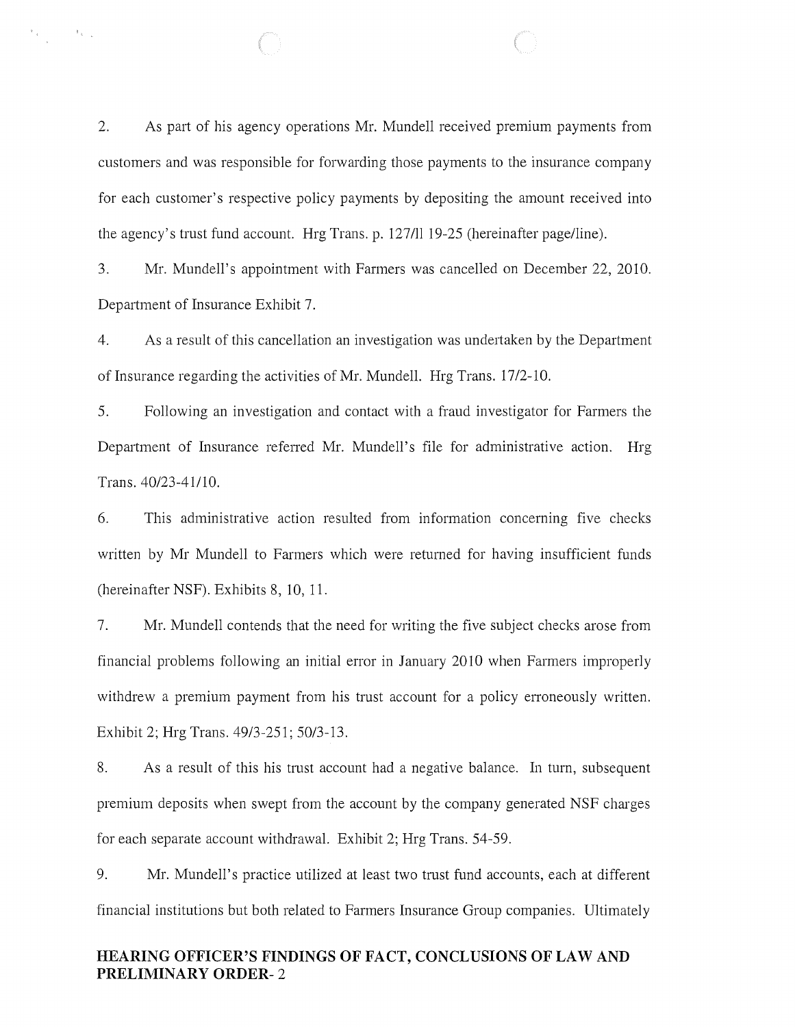2. As part of his agency operations Mr. Mundell received premium payments from customers and was responsible for forwarding those payments to the insurance company for each customer's respective policy payments by depositing the amount received into the agency's trust fund account. Hrg Trans. p. 127/ll 19-25 (hereinafter page/line).

3. Mr. Mundell's appointment with Farmers was cancelled on December 22, 2010. Department of Insurance Exhibit 7.

4. As a result of this cancellation an investigation was undertaken by the Department of Insurance regarding the activities of Mr. Mundell. Hrg Trans. 17/2-10.

5. Following an investigation and contact with a fraud investigator for Farmers the Department of Insurance referred Mr. Mundell's file for administrative action. Hrg Trans. 40/23-41/10.

6. This administrative action resulted from information concerning five checks written by Mr Mundell to Farmers which were returned for having insufficient funds (hereinafter NSF). Exhibits 8, 10, 11.

7. Mr. Mundell contends that the need for writing the five subject checks arose from financial problems following an initial error in January 2010 when Farmers improperly withdrew a premium payment from his trust account for a policy erroneously written. Exhibit 2; Hrg Trans. 49/3-251; 50/3-13.

8. As a result of this his trust account had a negative balance. In turn, subsequent premium deposits when swept from the account by the company generated NSF charges for each separate account withdrawal. Exhibit 2; Hrg Trans. 54-59.

9. Mr. Mundell's practice utilized at least two trust fund accounts, each at different financial institutions but both related to Farmers Insurance Group companies. Ultimately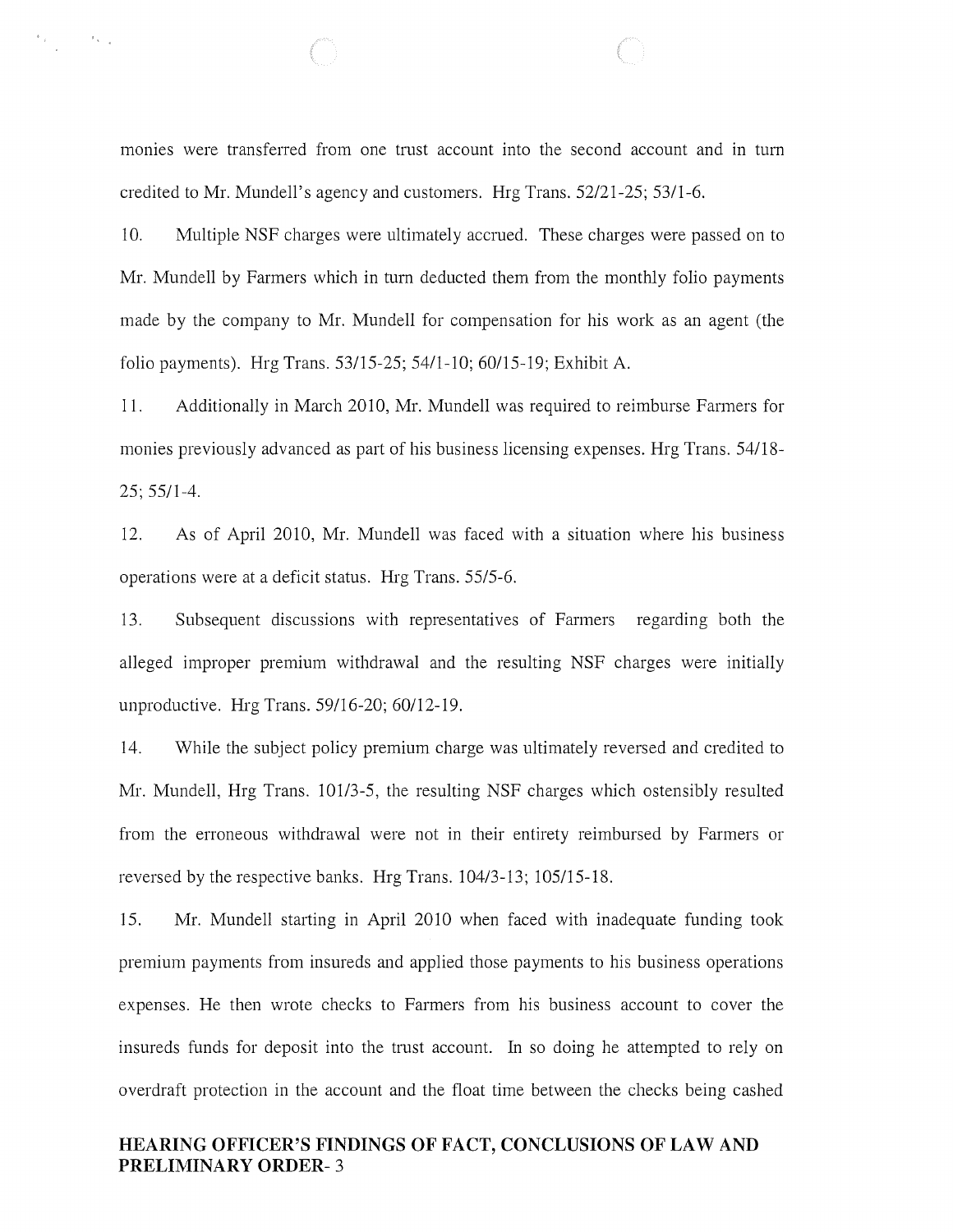monies were transferred from one trust account into the second account and in turn credited to Mr. Mundell's agency and customers. Hrg Trans. 52/21-25; 53/1-6.

10. Multiple NSF charges were ultimately accrued. These charges were passed on to Mr. Mundell by Farmers which in turn deducted them from the monthly folio payments made by the company to Mr. Mundell for compensation for his work as an agent (the folio payments). Hrg Trans. 53/15-25; 54/1-10; 60/15-19; Exhibit A.

11. Additionally in March 2010, Mr. Mundell was required to reimburse Farmers for monies previously advanced as part of his business licensing expenses. Hrg Trans. 54/18-25; 55/1-4.

12. As of April 2010, Mr. Mundell was faced with a situation where his business operations were at a deficit status. Hrg Trans. 55/5-6.

13. Subsequent discussions with representatives of Farmers regarding both the alleged improper premium withdrawal and the resulting NSF charges were initially unproductive. Hrg Trans. 59/16-20; 60/12-19.

14. While the subject policy premium charge was ultimately reversed and credited to Mr. Mundell, Hrg Trans. 101/3-5, the resulting NSF charges which ostensibly resulted from the erroneous withdrawal were not in their entirety reimbursed by Farmers or reversed by the respective banks. Hrg Trans. 104/3-13; 105/15-18.

15. Mr. Mundell starting in April 2010 when faced with inadequate funding took premium payments from insureds and applied those payments to his business operations expenses. He then wrote checks to Farmers from his business account to cover the insureds funds for deposit into the trust account. In so doing he attempted to rely on overdraft protection in the account and the float time between the checks being cashed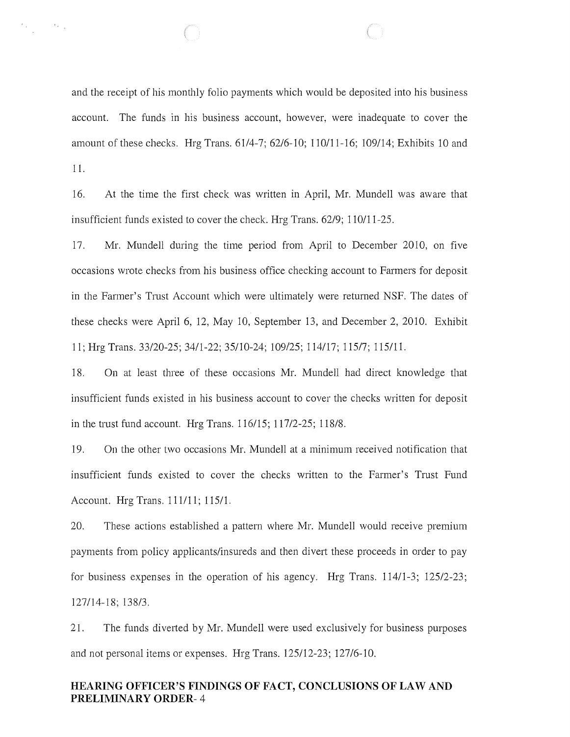and the receipt of his monthly folio payments which would be deposited into his business account. The funds in his business account, however, were inadequate to cover the amount of these checks. Hrg Trans. 61/4-7; 62/6-10; 110/11-16; 109/14; Exhibits 10 and 11.

16. At the time the first check was written in April, Mr. Mundell was aware that insufficient funds existed to cover the check. Hrg Trans. 62/9; 110/11-25.

17. Mr. Mundell during the time period from April to December 2010, on five occasions wrote checks from his business office checking account to Farmers for deposit in the Farmer's Trust Account which were ultimately were returned NSF. The dates of these checks were April 6, 12, May 10, September 13, and December 2, 2010. Exhibit 11; Hrg Trans. 33/20-25; 34/1-22; 35/10-24; 109/25; 114/17; 115/7; 115/11.

18. On at least three of these occasions Mr. Mundell had direct knowledge that insufficient funds existed in his business account to cover the checks written for deposit in the trust fund account. Hrg Trans. 116/15; 117/2-25; 118/8.

19. On the other two occasions Mr. Mundell at a minimum received notification that insufficient funds existed to cover the checks written to the Farmer's Trust Fund Account. Hrg Trans. 111/11; 115/1.

20. These actions established a pattern where Mr. Mundell would receive premium payments from policy applicants/insureds and then divert these proceeds in order to pay for business expenses in the operation of his agency. Hrg Trans. 114/1-3; 125/2-23; 127/14-18; 138/3.

21. The funds diverted by Mr. Mundell were used exclusively for business purposes and not personal items or expenses. Hrg Trans. 125/12-23; 127/6-10.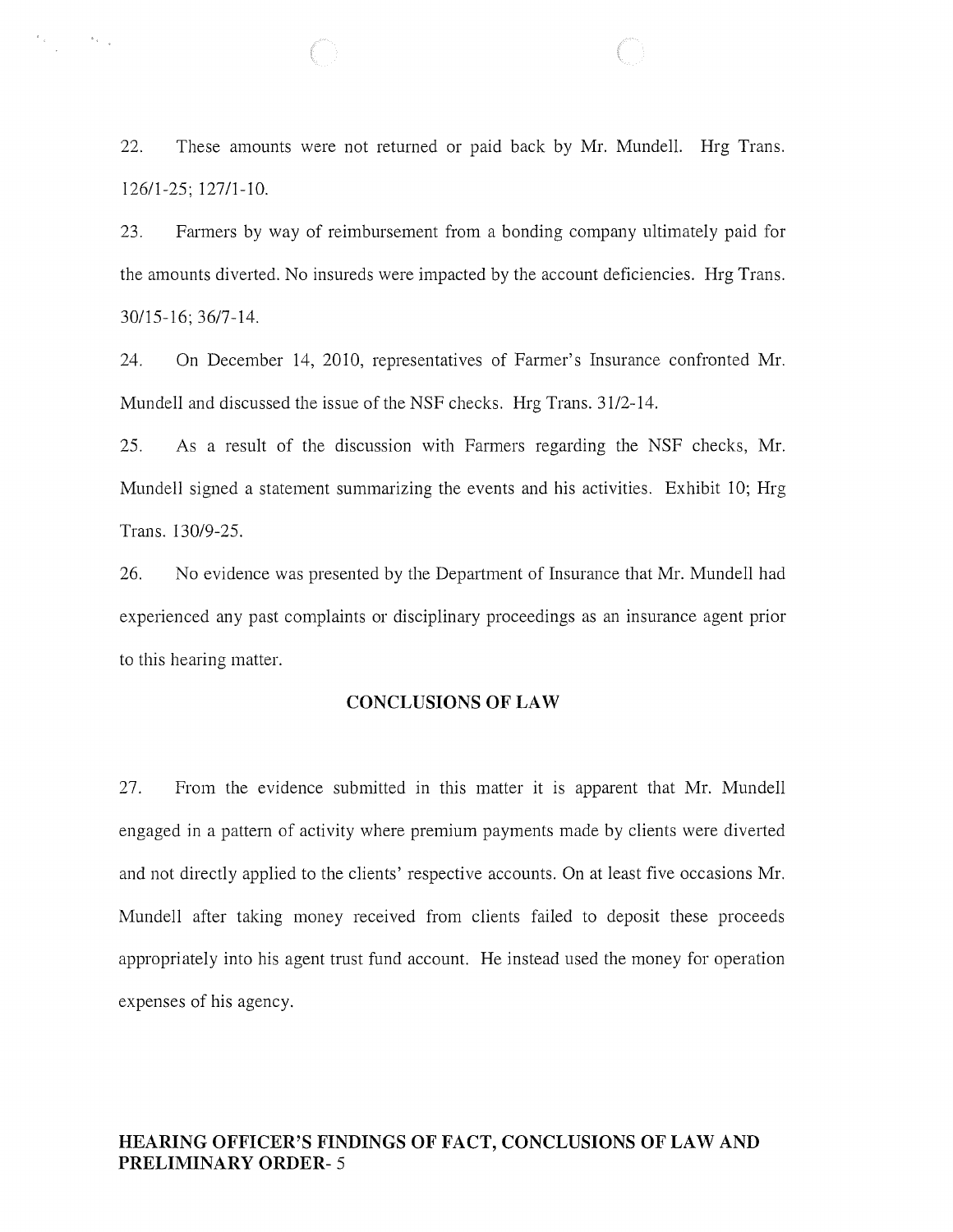22. These amounts were not returned or paid back by Mr. Mundell. Hrg Trans. 126/1-25; 127/1-10.

23. Farmers by way of reimbursement from a bonding company ultimately paid for the amounts diverted. No insureds were impacted by the account deficiencies. Hrg Trans. 30/15-16; 36/7-14.

24. On December 14, 2010, representatives of Farmer's Insurance confronted Mr. Mundell and discussed the issue of the NSF checks. Hrg Trans. 31/2-14.

25. As a result of the discussion with Farmers regarding the NSF checks, Mr. Mundell signed a statement summarizing the events and his activities. Exhibit 10; Hrg Trans. 130/9-25.

26. No evidence was presented by the Department of Insurance that Mr. Mundell had experienced any past complaints or disciplinary proceedings as an insurance agent prior to this hearing matter.

## CONCLUSIONS OF LAW

27. From the evidence submitted in this matter it is apparent that Mr. Mundell engaged in a pattern of activity where premium payments made by clients were diverted and not directly applied to the clients' respective accounts. On at least five occasions Mr. Mundell after taking money received from clients failed to deposit these proceeds appropriately into his agent trust fund account. He instead used the money for operation expenses of his agency.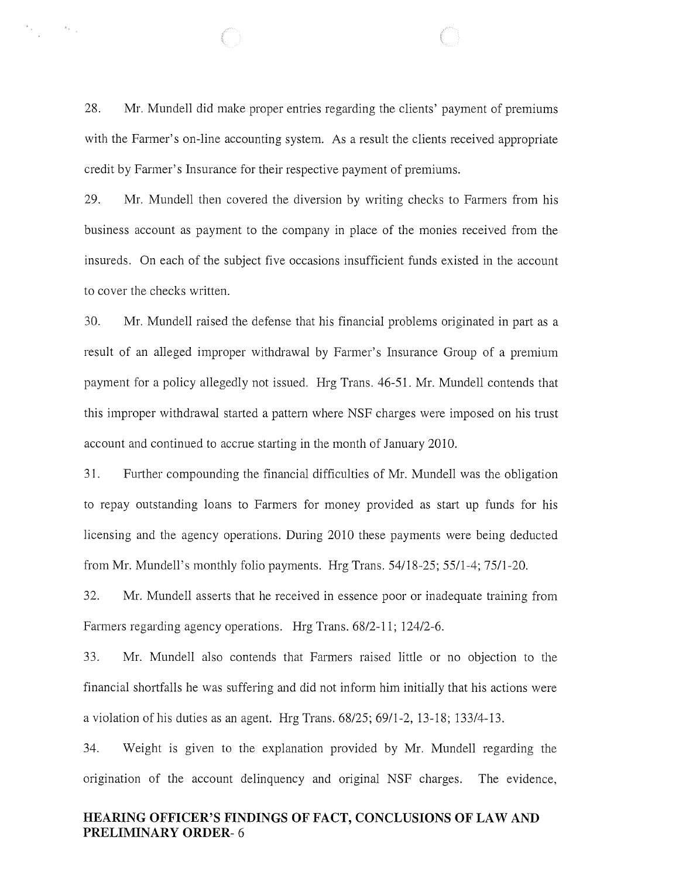28. Mr. Mundell did make proper entries regarding the clients' payment of premiums with the Farmer's on-line accounting system. As a result the clients received appropriate credit by Farmer's Insurance for their respective payment of premiums.

29. Mr. Mundell then covered the diversion by writing checks to Farmers from his business account as payment to the company in place of the monies received from the insureds. On each of the subject five occasions insufficient funds existed in the account to cover the checks written.

30. Mr. Mundell raised the defense that his financial problems originated in part as a result of an alleged improper withdrawal by Farmer's Insurance Group of a premium payment for a policy allegedly not issued. Hrg Trans. 46-51. Mr. Mundell contends that this improper withdrawal started a pattern where NSF charges were imposed on his trust account and continued to accrue starting in the month of January 2010.

31. Further compounding the financial difficulties of Mr. Mundell was the obligation to repay outstanding loans to Farmers for money provided as start up funds for his licensing and the agency operations. During 2010 these payments were being deducted from Mr. Mundell's monthly folio payments. Hrg Trans. 54/18-25; 55/1-4; 75/1-20.

32. Mr. Mundell asserts that he received in essence poor or inadequate training from Farmers regarding agency operations. Hrg Trans. 68/2-11; 124/2-6.

33. Mr. Mundell also contends that Farmers raised little or no objection to the financial shortfalls he was suffering and did not inform him initially that his actions were a violation of his duties as an agent. Hrg Trans. 68/25; 69/1-2, 13-18; 133/4-13.

34. Weight is given to the explanation provided by Mr. Mundell regarding the origination of the account delinquency and original NSF charges. The evidence,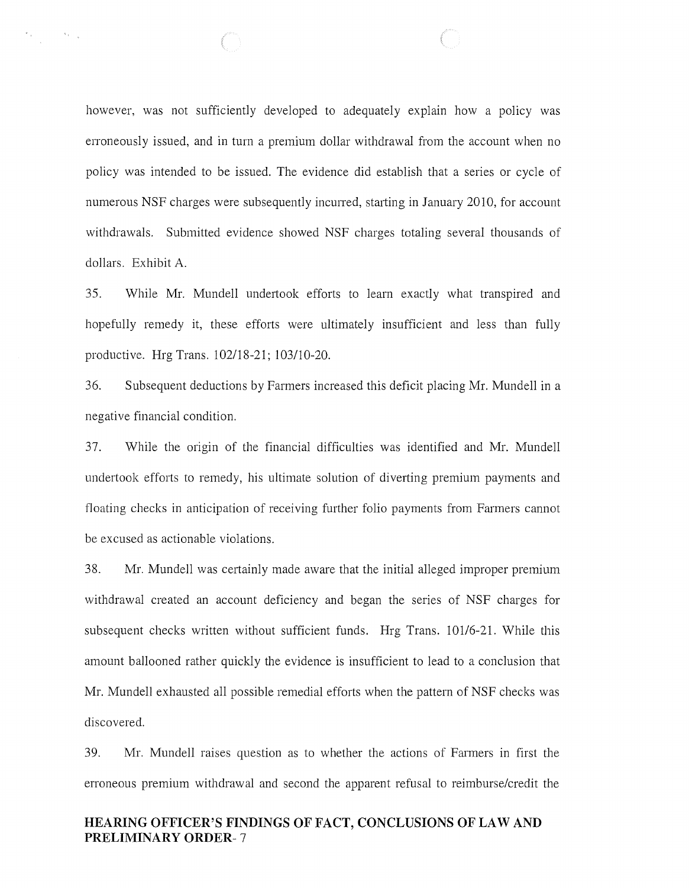however, was not sufficiently developed to adequately explain how a policy was erroneously issued, and in turn a premium dollar withdrawal from the account when no policy was intended to be issued. The evidence did establish that a series or cycle of numerous NSF charges were subsequently incurred, starting in January 2010, for account withdrawals. Submitted evidence showed NSF charges totaling several thousands of dollars. Exhibit A.

35. While Mr. Mundell undertook efforts to learn exactly what transpired and hopefully remedy it, these efforts were ultimately insufficient and less than fully productive. Hrg Trans. 102/18-21; 103/10-20.

36. Subsequent deductions by Farmers increased this deficit placing Mr. Mundell in a negative financial condition.

37. While the origin of the financial difficulties was identified and Mr. Mundell undertook efforts to remedy, his ultimate solution of diverting premium payments and floating checks in anticipation of receiving further folio payments from Farmers cannot be excused as actionable violations.

38. Mr. Mundell was certainly made aware that the initial alleged improper premium withdrawal created an account deficiency and began the series of NSF charges for subsequent checks written without sufficient funds. Hrg Trans. 101/6-21. While this amount ballooned rather quickly the evidence is insufficient to lead to a conclusion that Mr. Mundell exhausted all possible remedial efforts when the pattern of NSF checks was discovered.

39. Mr. Mundell raises question as to whether the actions of Farmers in first the erroneous premium withdrawal and second the apparent refusal to reimburse/credit the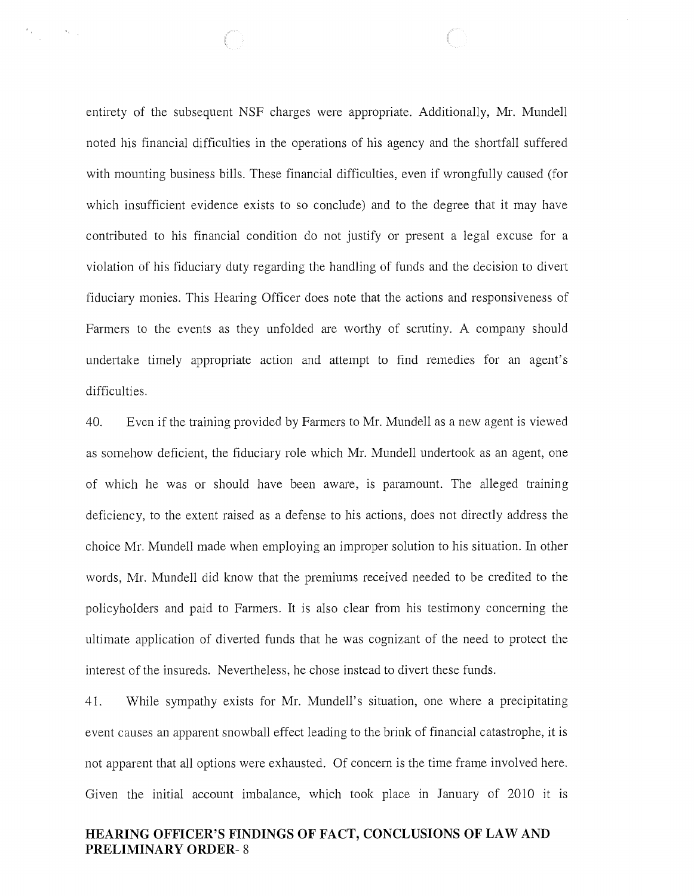entirety of the subsequent NSF charges were appropriate. Additionally, Mr. Mundell noted his financial difficulties in the operations of his agency and the shortfall suffered with mounting business bills. These financial difficulties, even if wrongfully caused (for which insufficient evidence exists to so conclude) and to the degree that it may have contributed to his financial condition do not justify or present a legal excuse for a violation of his fiduciary duty regarding the handling of funds and the decision to divert fiduciary monies. This Hearing Officer does note that the actions and responsiveness of Farmers to the events as they unfolded are worthy of scrutiny. A company should undertake timely appropriate action and attempt to find remedies for an agent's difficulties.

40. Even if the training provided by Farmers to Mr. Mundell as a new agent is viewed as somehow deficient, the fiduciary role which Mr. Mundell undertook as an agent, one of which he was or should have been aware, is paramount. The alleged training deficiency, to the extent raised as a defense to his actions, does not directly address the choice Mr. Mundell made when employing an improper solution to his situation. In other words, Mr. Mundell did know that the premiums received needed to be credited to the policyholders and paid to Farmers. It is also clear from his testimony concerning the ultimate application of diverted funds that he was cognizant of the need to protect the interest of the insureds. Nevertheless, he chose instead to divert these funds.

41. While sympathy exists for Mr. Mundell's situation, one where a precipitating event causes an apparent snowball effect leading to the brink of financial catastrophe, it is not apparent that all options were exhausted. Of concern is the time frame involved here. Given the initial account imbalance, which took place in January of 2010 it is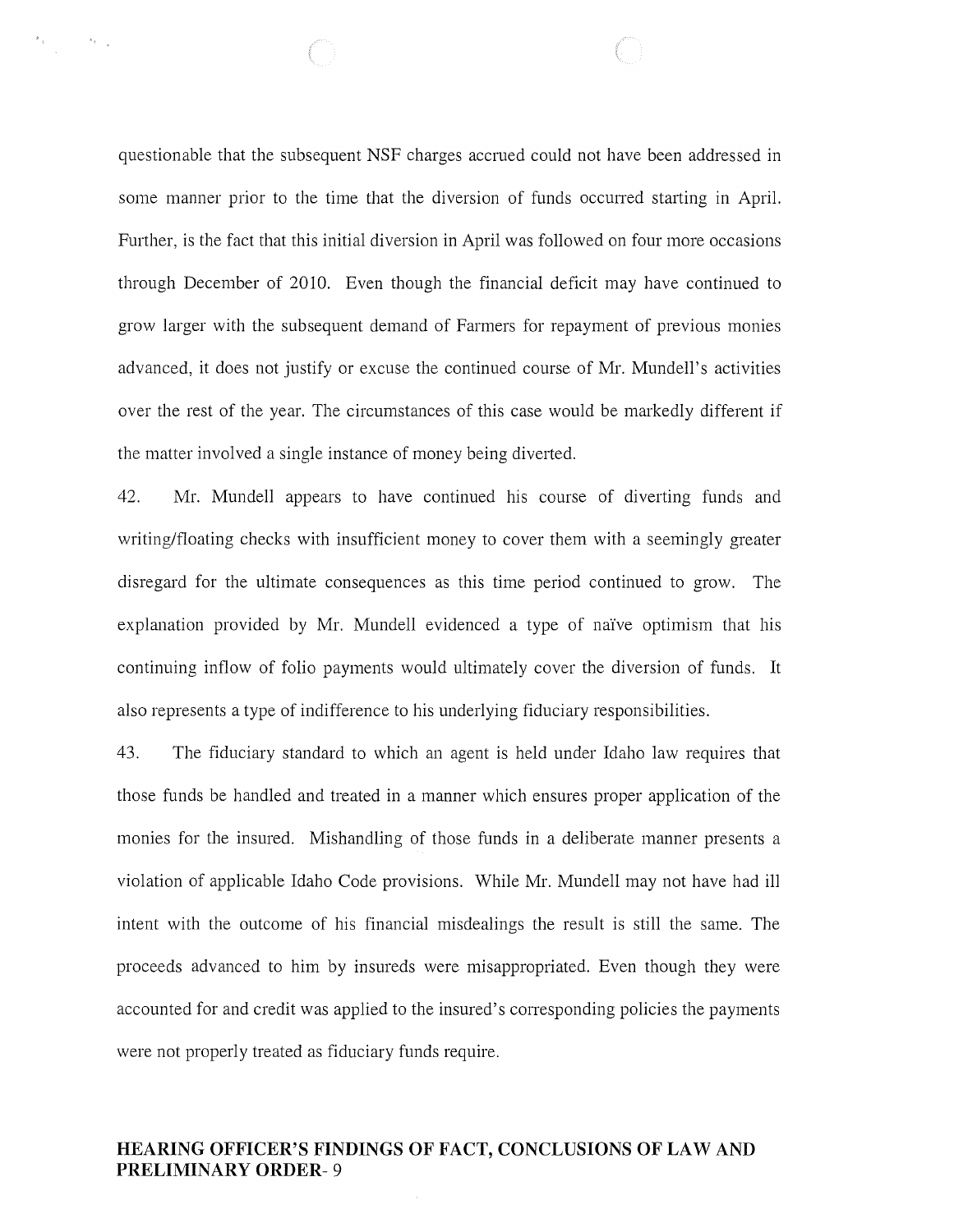questionable that the subsequent NSF charges accrued could not have been addressed in some manner prior to the time that the diversion of funds occurred starting in April. Further, is the fact that this initial diversion in April was followed on four more occasions through December of 2010. Even though the financial deficit may have continued to grow larger with the subsequent demand of Farmers for repayment of previous monies advanced, it does not justify or excuse the continued course of Mr. Mundell's activities over the rest of the year. The circumstances of this case would be markedly different if the matter involved a single instance of money being diverted.

42. Mr. Mundell appears to have continued his course of diverting funds and writing/floating checks with insufficient money to cover them with a seemingly greater disregard for the ultimate consequences as this time period continued to grow. The explanation provided by Mr. Mundell evidenced a type of naïve optimism that his continuing inflow of folio payments would ultimately cover the diversion of funds. It also represents a type of indifference to his underlying fiduciary responsibilities.

43. The fiduciary standard to which an agent is held under Idaho law requires that those funds be handled and treated in a manner which ensures proper application of the monies for the insured. Mishandling of those funds in a deliberate manner presents a violation of applicable Idaho Code provisions. While Mr. Mundell may not have had ill intent with the outcome of his financial misdealings the result is still the same. The proceeds advanced to him by insureds were misappropriated. Even though they were accounted for and credit was applied to the insured's corresponding policies the payments were not properly treated as fiduciary funds require.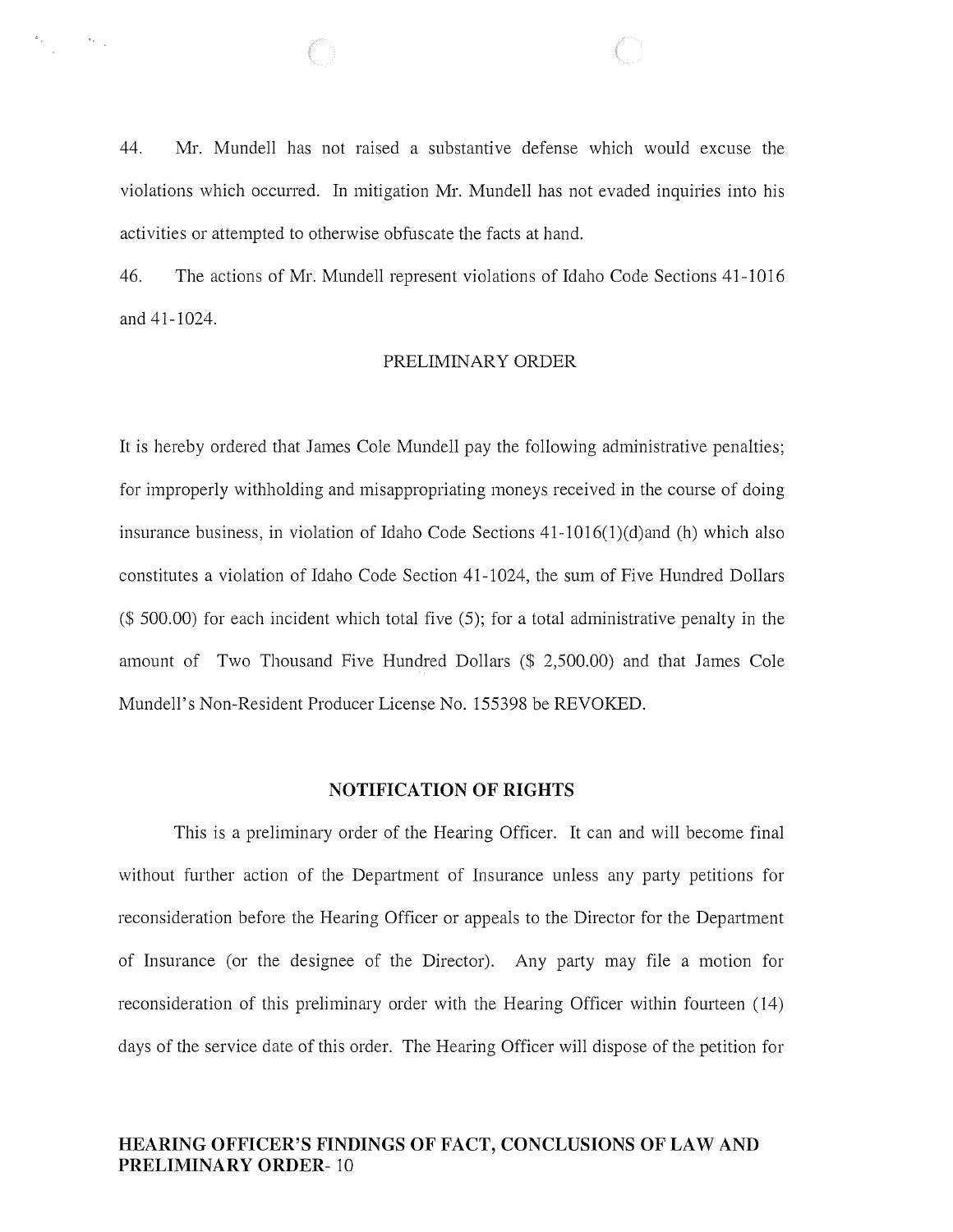44. Mr. Mundell has not raised a substantive defense which would excuse the violations which occurred. In mitigation Mr. Mundell has not evaded inquiries into his activities or attempted to otherwise obfuscate the facts at hand.

46. The actions of Mr. Mundell represent violations of Idaho Code Sections 41-1016 and 41-1024.

PRELIMINARY ORDER

It is hereby ordered that James Cole Mundell pay the following administrative penalties; for improperly withholding and misappropriating moneys received in the course of doing insurance business, in violation of Idaho Code Sections 41-1016(1)(d)and (h) which also constitutes a violation of Idaho Code Section 41-1024, the sum of Five Hundred Dollars ($ 500.00) for each incident which total five (5); for a total administrative penalty in the amount of Two Thousand Five Hundred Dollars ($ 2,500.00) and that James Cole Mundell's Non-Resident Producer License No. 155398 be REVOKED.

## NOTIFICATION OF RIGHTS

This is a preliminary order of the Hearing Officer. It can and will become final without further action of the Department of Insurance unless any party petitions for reconsideration before the Hearing Officer or appeals to the Director for the Department of Insurance (or the designee of the Director). Any party may file a motion for reconsideration of this preliminary order with the Hearing Officer within fourteen (14) days of the service date of this order. The Hearing Officer will dispose of the petition for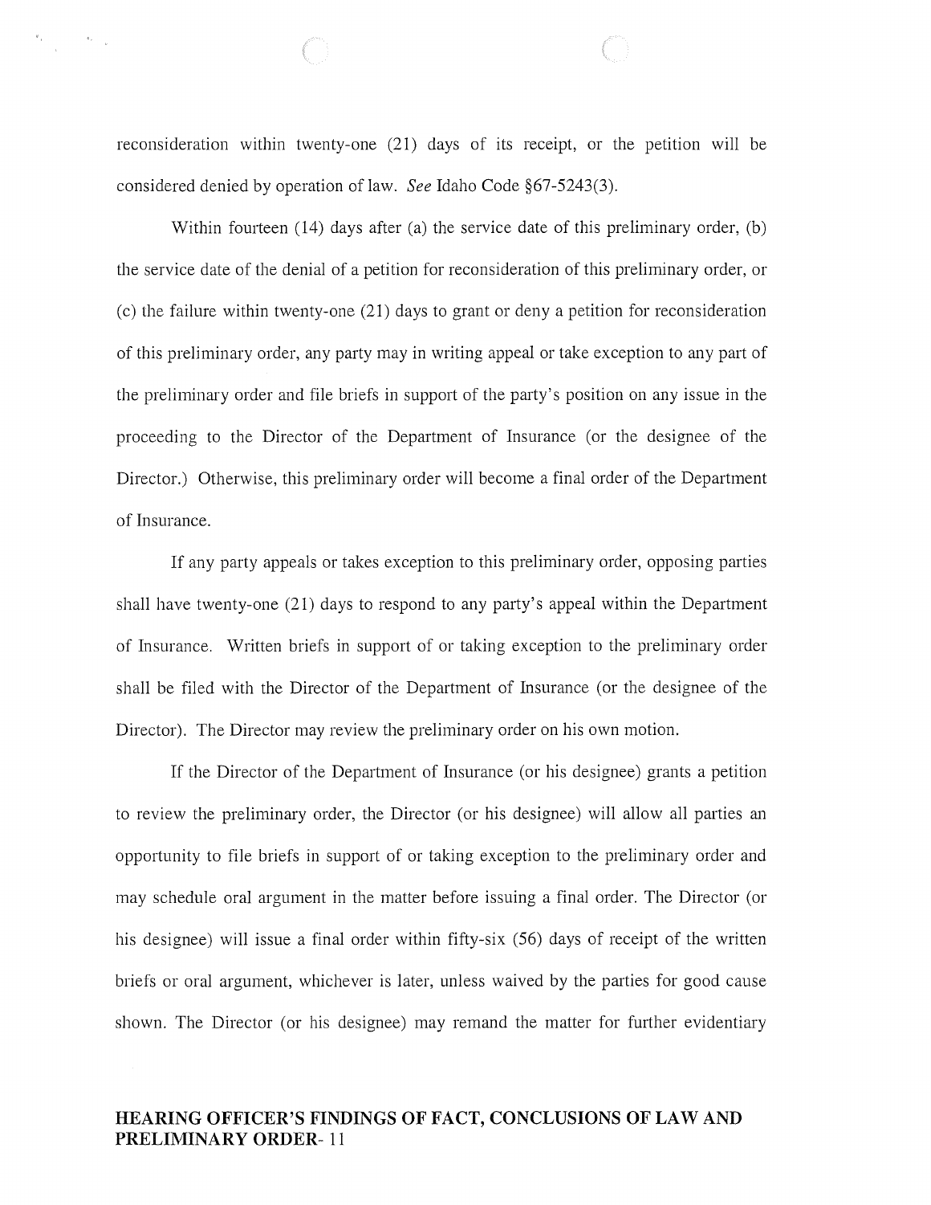reconsideration within twenty-one (21) days of its receipt, or the petition will be considered denied by operation of law. *See* Idaho Code §67-5243(3).

Within fourteen (14) days after (a) the service date of this preliminary order, (b) the service date of the denial of a petition for reconsideration of this preliminary order, or (c) the failure within twenty-one (21) days to grant or deny a petition for reconsideration of this preliminary order, any party may in writing appeal or take exception to any part of the preliminary order and file briefs in support of the party's position on any issue in the proceeding to the Director of the Department of Insurance (or the designee of the Director.) Otherwise, this preliminary order will become a final order of the Department of Insurance.

If any party appeals or takes exception to this preliminary order, opposing parties shall have twenty-one (21) days to respond to any party's appeal within the Department of Insurance. Written briefs in support of or taking exception to the preliminary order shall be filed with the Director of the Department of Insurance (or the designee of the Director). The Director may review the preliminary order on his own motion.

If the Director of the Department of Insurance (or his designee) grants a petition to review the preliminary order, the Director (or his designee) will allow all parties an opportunity to file briefs in support of or taking exception to the preliminary order and may schedule oral argument in the matter before issuing a final order. The Director (or his designee) will issue a final order within fifty-six (56) days of receipt of the written briefs or oral argument, whichever is later, unless waived by the parties for good cause shown. The Director (or his designee) may remand the matter for further evidentiary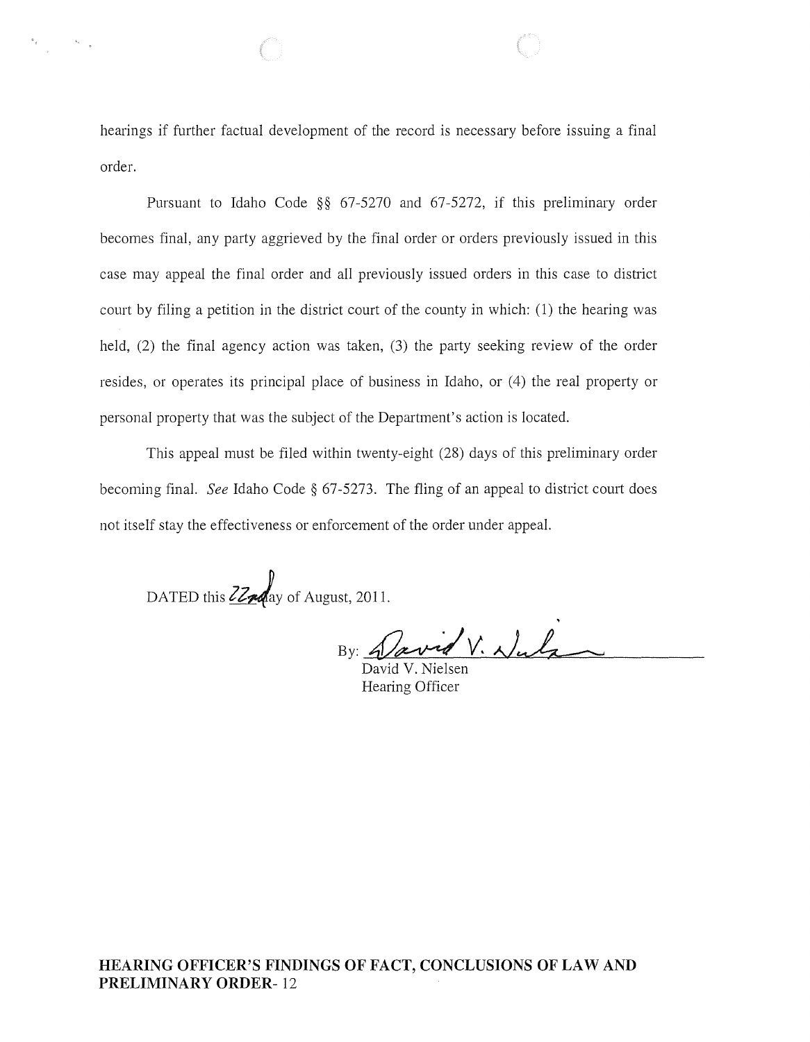hearings if further factual development of the record is necessary before issuing a final order.

Pursuant to Idaho Code §§ 67-5270 and 67-5272, if this preliminary order becomes final, any party aggrieved by the final order or orders previously issued in this case may appeal the final order and all previously issued orders in this case to district court by filing a petition in the district court of the county in which: (1) the hearing was held, (2) the final agency action was taken, (3) the party seeking review of the order resides, or operates its principal place of business in Idaho, or (4) the real property or personal property that was the subject of the Department's action is located.

This appeal must be filed within twenty-eight (28) days of this preliminary order becoming final. *See* Idaho Code § 67-5273. The fling of an appeal to district court does not itself stay the effectiveness or enforcement of the order under appeal.

DATED this 22nd day of August, 2011.

By: David V. Nielsen
David V. Nielsen
Hearing Officer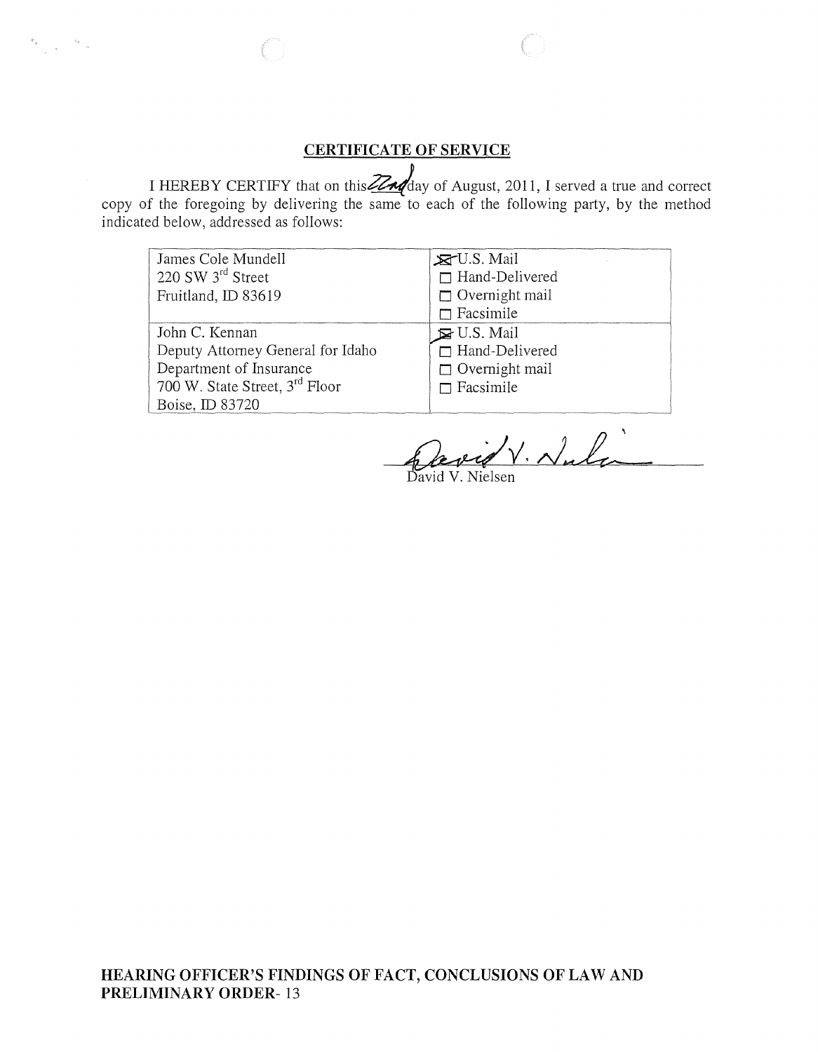## CERTIFICATE OF SERVICE

I HEREBY CERTIFY that on this 22nd day of August, 2011, I served a true and correct copy of the foregoing by delivering the same to each of the following party, by the method indicated below, addressed as follows:

| | |
|---|---|
| James Cole Mundell<br>220 SW 3rd Street<br>Fruitland, ID 83619 | ☒ U.S. Mail<br>☐ Hand-Delivered<br>☐ Overnight mail<br>☐ Facsimile |
| John C. Kennan<br>Deputy Attorney General for Idaho<br>Department of Insurance<br>700 W. State Street, 3rd Floor<br>Boise, ID 83720 | ☒ U.S. Mail<br>☐ Hand-Delivered<br>☐ Overnight mail<br>☐ Facsimile |

David V. Nielsen

HEARING OFFICER'S FINDINGS OF FACT, CONCLUSIONS OF LAW AND PRELIMINARY ORDER- 13